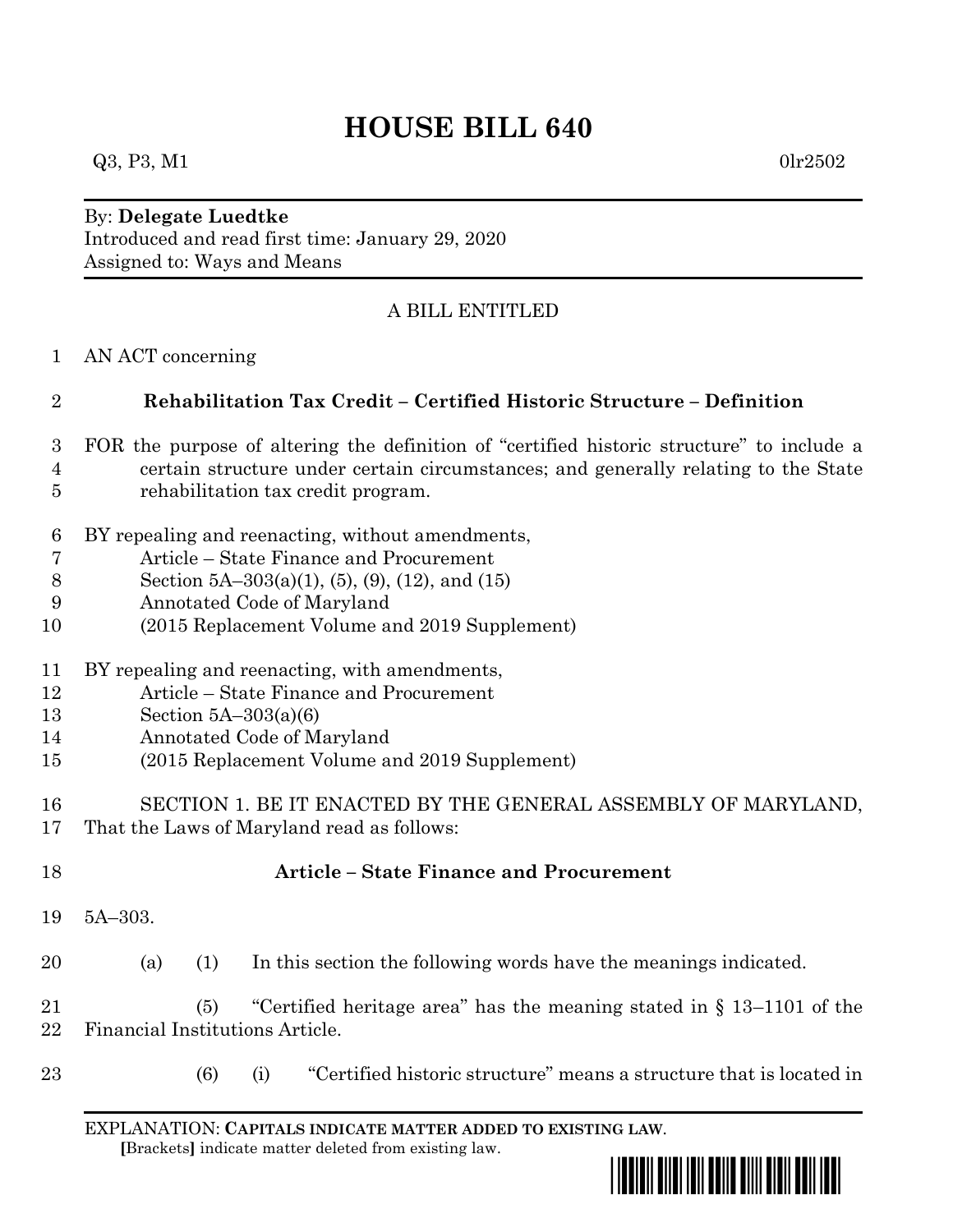# HOUSE BILL 640

Q3, P3, M1 0lr2502

By: **Delegate Luedtke**
Introduced and read first time: January 29, 2020
Assigned to: Ways and Means

A BILL ENTITLED

AN ACT concerning

**Rehabilitation Tax Credit – Certified Historic Structure – Definition**

FOR the purpose of altering the definition of "certified historic structure" to include a certain structure under certain circumstances; and generally relating to the State rehabilitation tax credit program.

BY repealing and reenacting, without amendments,
Article – State Finance and Procurement
Section 5A–303(a)(1), (5), (9), (12), and (15)
Annotated Code of Maryland
(2015 Replacement Volume and 2019 Supplement)

BY repealing and reenacting, with amendments,
Article – State Finance and Procurement
Section 5A–303(a)(6)
Annotated Code of Maryland
(2015 Replacement Volume and 2019 Supplement)

SECTION 1. BE IT ENACTED BY THE GENERAL ASSEMBLY OF MARYLAND, That the Laws of Maryland read as follows:

**Article – State Finance and Procurement**

5A–303.

(a) (1) In this section the following words have the meanings indicated.

(5) "Certified heritage area" has the meaning stated in § 13–1101 of the Financial Institutions Article.

(6) (i) "Certified historic structure" means a structure that is located in

EXPLANATION: **CAPITALS INDICATE MATTER ADDED TO EXISTING LAW**.
[Brackets] indicate matter deleted from existing law.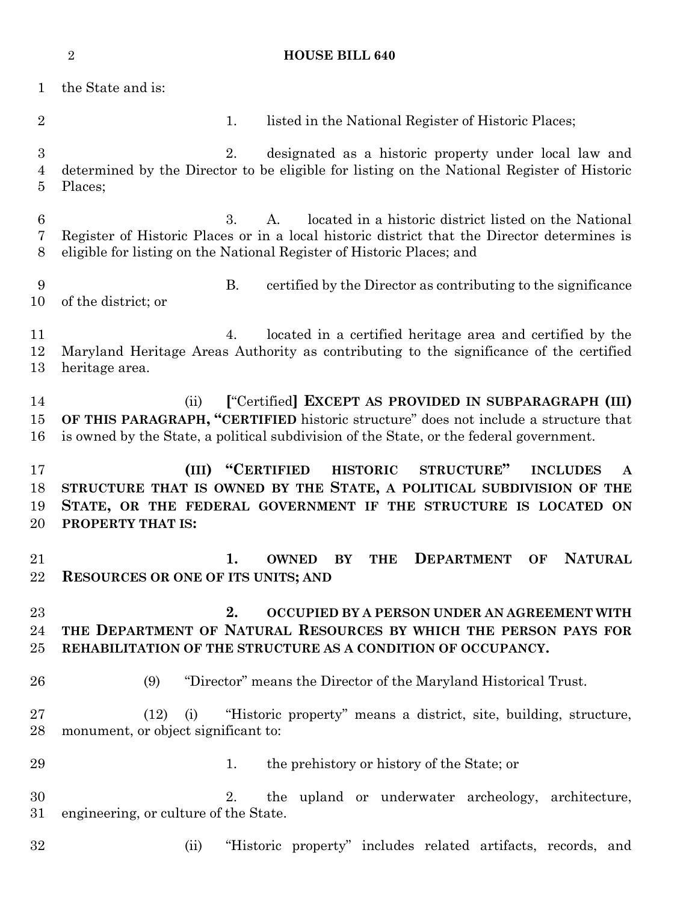the State and is:

1. listed in the National Register of Historic Places;

2. designated as a historic property under local law and determined by the Director to be eligible for listing on the National Register of Historic Places;

3. A. located in a historic district listed on the National Register of Historic Places or in a local historic district that the Director determines is eligible for listing on the National Register of Historic Places; and

B. certified by the Director as contributing to the significance of the district; or

4. located in a certified heritage area and certified by the Maryland Heritage Areas Authority as contributing to the significance of the certified heritage area.

(ii) [“Certified] **EXCEPT AS PROVIDED IN SUBPARAGRAPH (III) OF THIS PARAGRAPH, “CERTIFIED** historic structure” does not include a structure that is owned by the State, a political subdivision of the State, or the federal government.

**(III) “CERTIFIED HISTORIC STRUCTURE” INCLUDES A STRUCTURE THAT IS OWNED BY THE STATE, A POLITICAL SUBDIVISION OF THE STATE, OR THE FEDERAL GOVERNMENT IF THE STRUCTURE IS LOCATED ON PROPERTY THAT IS:**

**1. OWNED BY THE DEPARTMENT OF NATURAL RESOURCES OR ONE OF ITS UNITS; AND**

**2. OCCUPIED BY A PERSON UNDER AN AGREEMENT WITH THE DEPARTMENT OF NATURAL RESOURCES BY WHICH THE PERSON PAYS FOR REHABILITATION OF THE STRUCTURE AS A CONDITION OF OCCUPANCY.**

(9) “Director” means the Director of the Maryland Historical Trust.

(12) (i) “Historic property” means a district, site, building, structure, monument, or object significant to:

1. the prehistory or history of the State; or

2. the upland or underwater archeology, architecture, engineering, or culture of the State.

(ii) “Historic property” includes related artifacts, records, and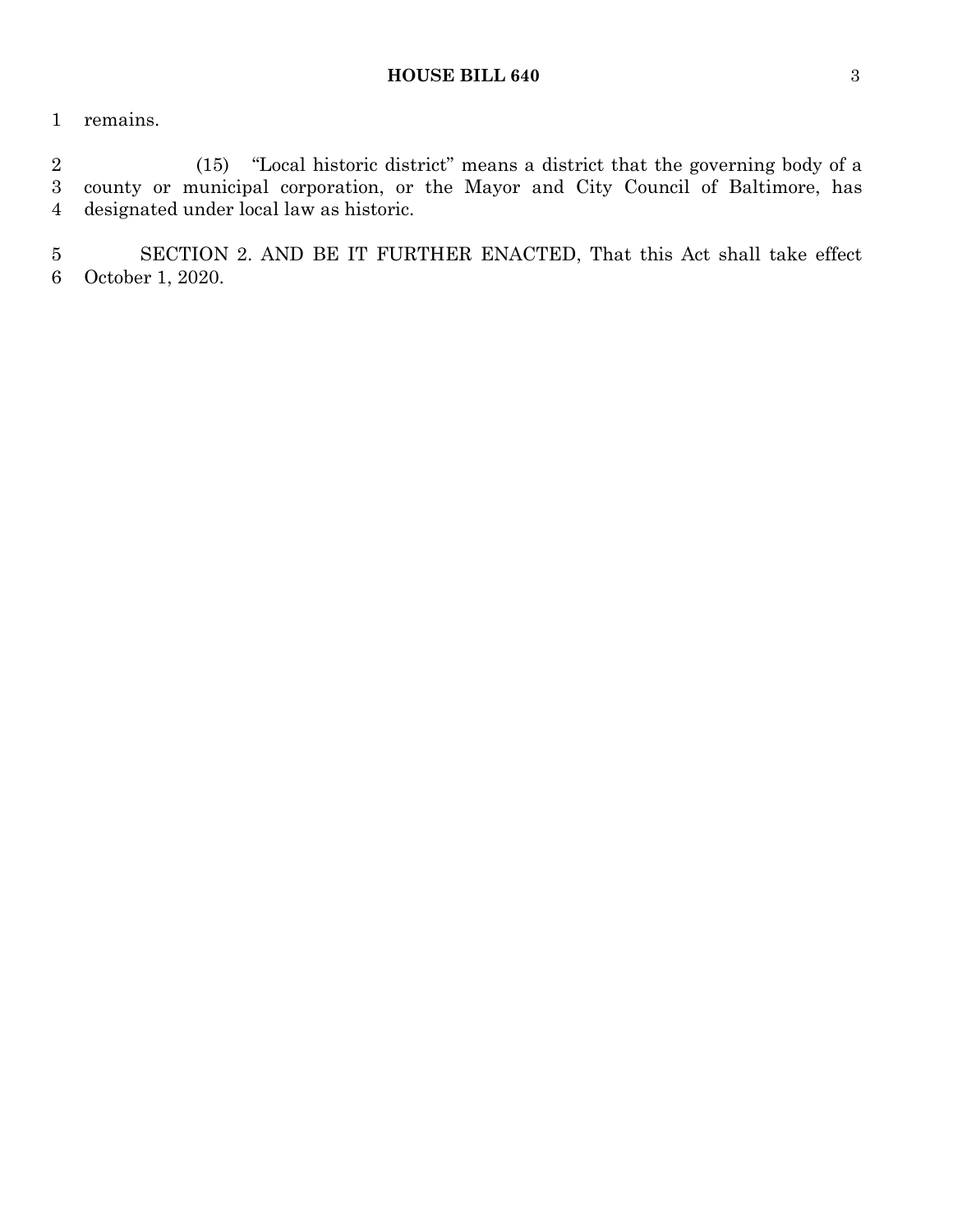remains.

(15) "Local historic district" means a district that the governing body of a county or municipal corporation, or the Mayor and City Council of Baltimore, has designated under local law as historic.

SECTION 2. AND BE IT FURTHER ENACTED, That this Act shall take effect October 1, 2020.